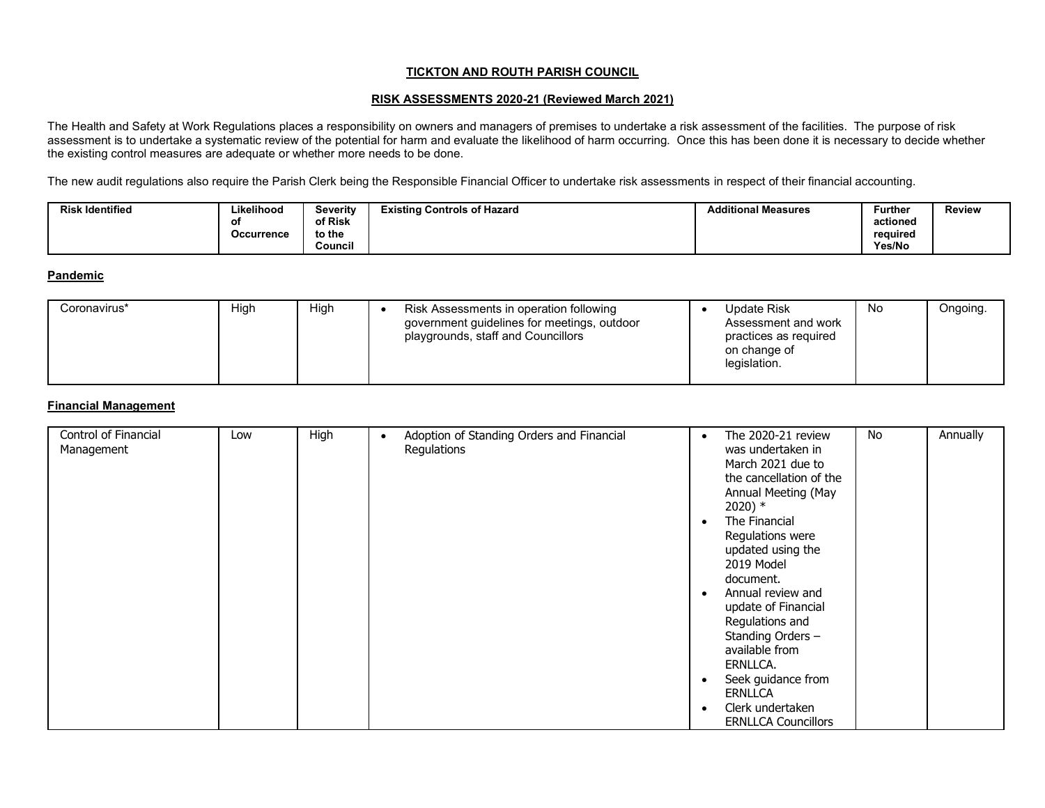**TICKTON AND ROUTH PARISH COUNCIL**

**RISK ASSESSMENTS 2020-21 (Reviewed March 2021)**

The Health and Safety at Work Regulations places a responsibility on owners and managers of premises to undertake a risk assessment of the facilities. The purpose of risk assessment is to undertake a systematic review of the potential for harm and evaluate the likelihood of harm occurring. Once this has been done it is necessary to decide whether the existing control measures are adequate or whether more needs to be done.

The new audit regulations also require the Parish Clerk being the Responsible Financial Officer to undertake risk assessments in respect of their financial accounting.

| Risk Identified | Likelihood of Occurrence | Severity of Risk to the Council | Existing Controls of Hazard | Additional Measures | Further actioned required Yes/No | Review |
|---|---|---|---|---|---|---|
| **Pandemic** | | | | | | |
| Coronavirus* | High | High | • Risk Assessments in operation following government guidelines for meetings, outdoor playgrounds, staff and Councillors | • Update Risk Assessment and work practices as required on change of legislation. | No | Ongoing. |
| **Financial Management** | | | | | | |
| Control of Financial Management | Low | High | • Adoption of Standing Orders and Financial Regulations | • The 2020-21 review was undertaken in March 2021 due to the cancellation of the Annual Meeting (May 2020) * <br>• The Financial Regulations were updated using the 2019 Model document. <br>• Annual review and update of Financial Regulations and Standing Orders – available from ERNLLCA. <br>• Seek guidance from ERNLLCA <br>• Clerk undertaken ERNLLCA Councillors | No | Annually |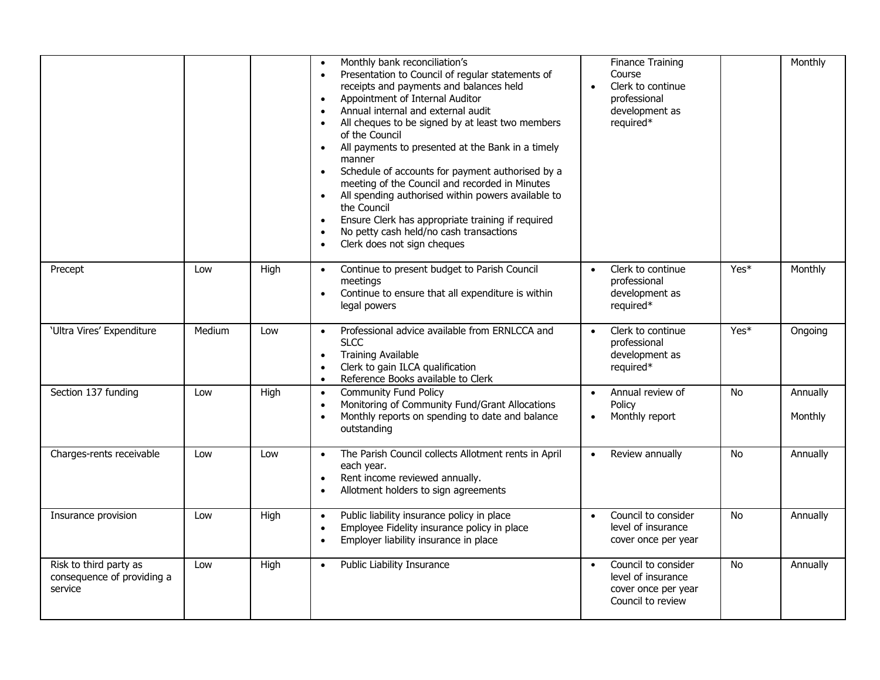| | | | | | | |
|---|---|---|---|---|---|---|
| | | | • Monthly bank reconciliation's<br>• Presentation to Council of regular statements of receipts and payments and balances held<br>• Appointment of Internal Auditor<br>• Annual internal and external audit<br>• All cheques to be signed by at least two members of the Council<br>• All payments to presented at the Bank in a timely manner<br>• Schedule of accounts for payment authorised by a meeting of the Council and recorded in Minutes<br>• All spending authorised within powers available to the Council<br>• Ensure Clerk has appropriate training if required<br>• No petty cash held/no cash transactions<br>• Clerk does not sign cheques | Finance Training Course<br>• Clerk to continue professional development as required* | | Monthly |
| Precept | Low | High | • Continue to present budget to Parish Council meetings<br>• Continue to ensure that all expenditure is within legal powers | • Clerk to continue professional development as required* | Yes* | Monthly |
| 'Ultra Vires' Expenditure | Medium | Low | • Professional advice available from ERNLCCA and SLCC<br>• Training Available<br>• Clerk to gain ILCA qualification<br>• Reference Books available to Clerk | • Clerk to continue professional development as required* | Yes* | Ongoing |
| Section 137 funding | Low | High | • Community Fund Policy<br>• Monitoring of Community Fund/Grant Allocations<br>• Monthly reports on spending to date and balance outstanding | • Annual review of Policy<br>• Monthly report | No | Annually<br><br>Monthly |
| Charges-rents receivable | Low | Low | • The Parish Council collects Allotment rents in April each year.<br>• Rent income reviewed annually.<br>• Allotment holders to sign agreements | • Review annually | No | Annually |
| Insurance provision | Low | High | • Public liability insurance policy in place<br>• Employee Fidelity insurance policy in place<br>• Employer liability insurance in place | • Council to consider level of insurance cover once per year | No | Annually |
| Risk to third party as consequence of providing a service | Low | High | • Public Liability Insurance | • Council to consider level of insurance cover once per year Council to review | No | Annually |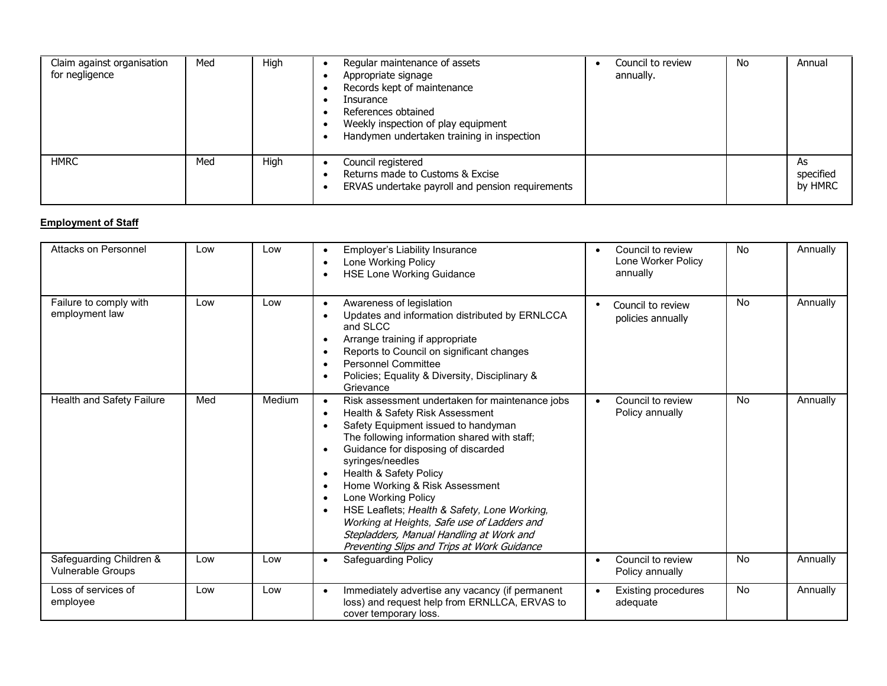| | | | | | | |
|---|---|---|---|---|---|---|
| Claim against organisation for negligence | Med | High | • Regular maintenance of assets<br>• Appropriate signage<br>• Records kept of maintenance<br>• Insurance<br>• References obtained<br>• Weekly inspection of play equipment<br>• Handymen undertaken training in inspection | • Council to review annually. | No | Annual |
| HMRC | Med | High | • Council registered<br>• Returns made to Customs & Excise<br>• ERVAS undertake payroll and pension requirements | | | As specified by HMRC |

**Employment of Staff**

| | | | | | | |
|---|---|---|---|---|---|---|
| Attacks on Personnel | Low | Low | • Employer's Liability Insurance<br>• Lone Working Policy<br>• HSE Lone Working Guidance | • Council to review Lone Worker Policy annually | No | Annually |
| Failure to comply with employment law | Low | Low | • Awareness of legislation<br>• Updates and information distributed by ERNLCCA and SLCC<br>• Arrange training if appropriate<br>• Reports to Council on significant changes<br>• Personnel Committee<br>• Policies; Equality & Diversity, Disciplinary & Grievance | • Council to review policies annually | No | Annually |
| Health and Safety Failure | Med | Medium | • Risk assessment undertaken for maintenance jobs<br>• Health & Safety Risk Assessment<br>• Safety Equipment issued to handyman<br>The following information shared with staff;<br>• Guidance for disposing of discarded syringes/needles<br>• Health & Safety Policy<br>• Home Working & Risk Assessment<br>• Lone Working Policy<br>• HSE Leaflets; *Health & Safety, Lone Working, Working at Heights, Safe use of Ladders and Stepladders, Manual Handling at Work and Preventing Slips and Trips at Work Guidance* | • Council to review Policy annually | No | Annually |
| Safeguarding Children & Vulnerable Groups | Low | Low | • Safeguarding Policy | • Council to review Policy annually | No | Annually |
| Loss of services of employee | Low | Low | • Immediately advertise any vacancy (if permanent loss) and request help from ERNLLCA, ERVAS to cover temporary loss. | • Existing procedures adequate | No | Annually |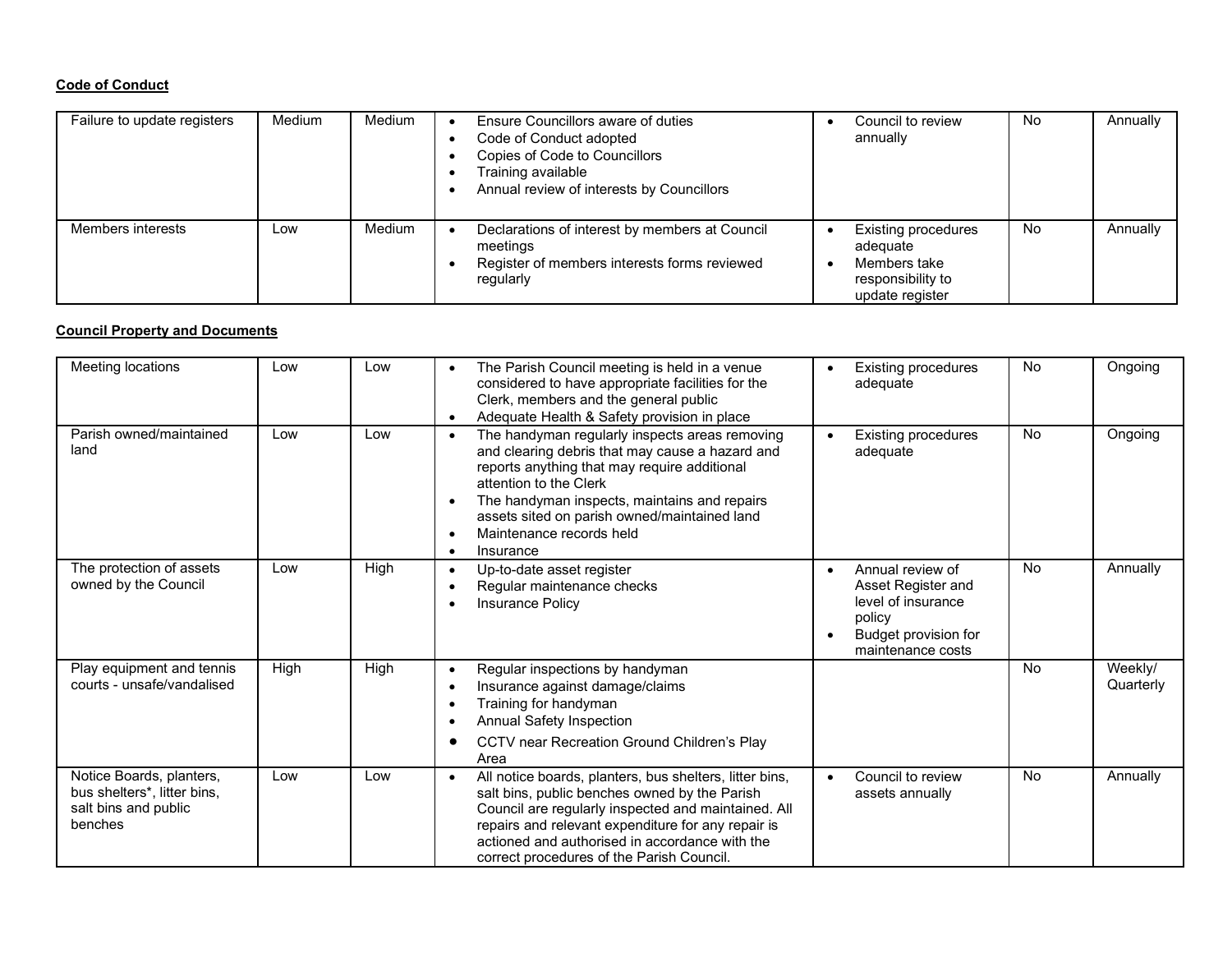**Code of Conduct**

| | | | | | | |
|---|---|---|---|---|---|---|
| Failure to update registers | Medium | Medium | • Ensure Councillors aware of duties<br>• Code of Conduct adopted<br>• Copies of Code to Councillors<br>• Training available<br>• Annual review of interests by Councillors | • Council to review annually | No | Annually |
| Members interests | Low | Medium | • Declarations of interest by members at Council meetings<br>• Register of members interests forms reviewed regularly | • Existing procedures adequate<br>• Members take responsibility to update register | No | Annually |

**Council Property and Documents**

| | | | | | | |
|---|---|---|---|---|---|---|
| Meeting locations | Low | Low | • The Parish Council meeting is held in a venue considered to have appropriate facilities for the Clerk, members and the general public<br>• Adequate Health & Safety provision in place | • Existing procedures adequate | No | Ongoing |
| Parish owned/maintained land | Low | Low | • The handyman regularly inspects areas removing and clearing debris that may cause a hazard and reports anything that may require additional attention to the Clerk<br>• The handyman inspects, maintains and repairs assets sited on parish owned/maintained land<br>• Maintenance records held<br>• Insurance | • Existing procedures adequate | No | Ongoing |
| The protection of assets owned by the Council | Low | High | • Up-to-date asset register<br>• Regular maintenance checks<br>• Insurance Policy | • Annual review of Asset Register and level of insurance policy<br>• Budget provision for maintenance costs | No | Annually |
| Play equipment and tennis courts - unsafe/vandalised | High | High | • Regular inspections by handyman<br>• Insurance against damage/claims<br>• Training for handyman<br>• Annual Safety Inspection<br>• CCTV near Recreation Ground Children's Play Area | | No | Weekly/ Quarterly |
| Notice Boards, planters, bus shelters*, litter bins, salt bins and public benches | Low | Low | • All notice boards, planters, bus shelters, litter bins, salt bins, public benches owned by the Parish Council are regularly inspected and maintained. All repairs and relevant expenditure for any repair is actioned and authorised in accordance with the correct procedures of the Parish Council. | • Council to review assets annually | No | Annually |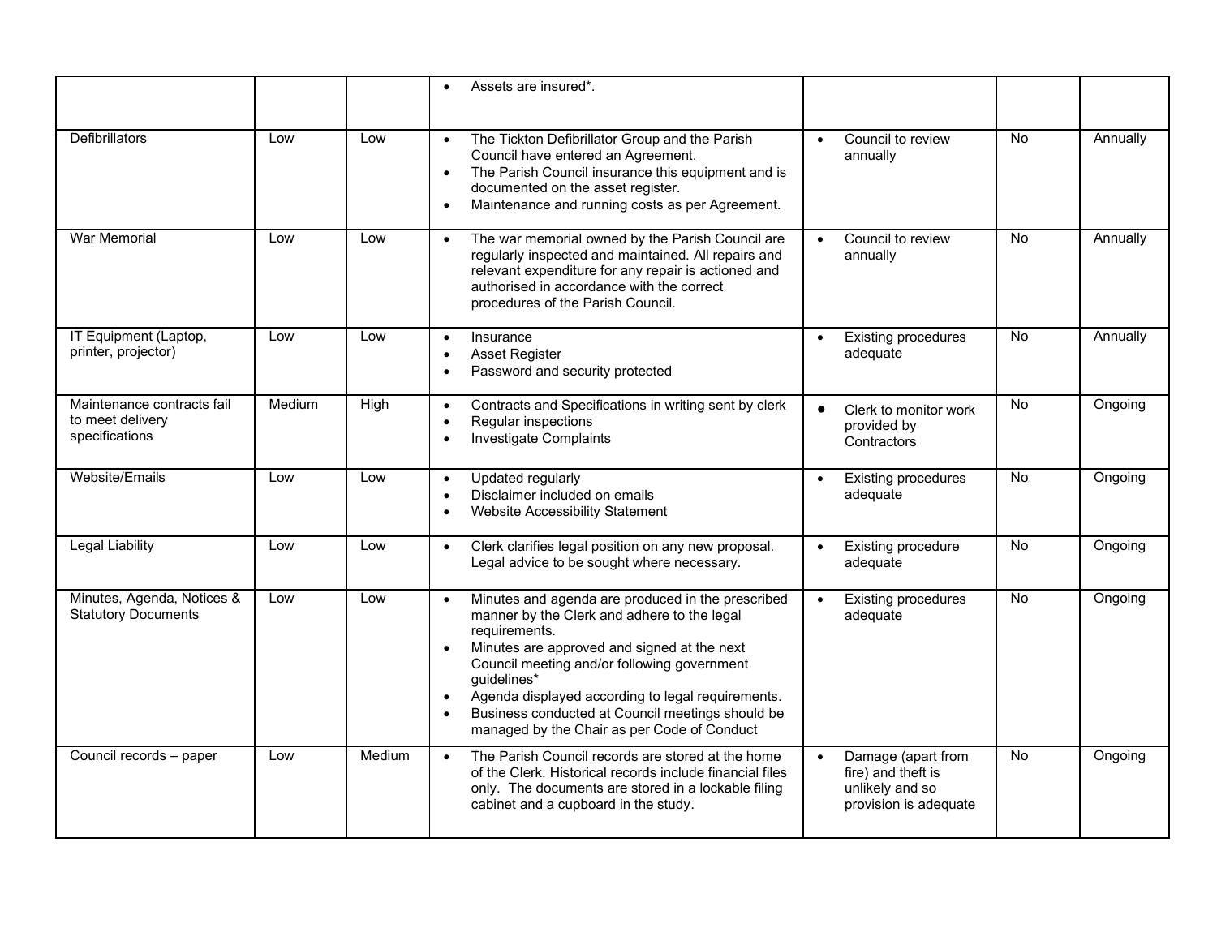| | | | | | | |
|---|---|---|---|---|---|---|
| | | | • Assets are insured*. | | | |
| Defibrillators | Low | Low | • The Tickton Defibrillator Group and the Parish Council have entered an Agreement.<br>• The Parish Council insurance this equipment and is documented on the asset register.<br>• Maintenance and running costs as per Agreement. | • Council to review annually | No | Annually |
| War Memorial | Low | Low | • The war memorial owned by the Parish Council are regularly inspected and maintained. All repairs and relevant expenditure for any repair is actioned and authorised in accordance with the correct procedures of the Parish Council. | • Council to review annually | No | Annually |
| IT Equipment (Laptop, printer, projector) | Low | Low | • Insurance<br>• Asset Register<br>• Password and security protected | • Existing procedures adequate | No | Annually |
| Maintenance contracts fail to meet delivery specifications | Medium | High | • Contracts and Specifications in writing sent by clerk<br>• Regular inspections<br>• Investigate Complaints | • Clerk to monitor work provided by Contractors | No | Ongoing |
| Website/Emails | Low | Low | • Updated regularly<br>• Disclaimer included on emails<br>• Website Accessibility Statement | • Existing procedures adequate | No | Ongoing |
| Legal Liability | Low | Low | • Clerk clarifies legal position on any new proposal. Legal advice to be sought where necessary. | • Existing procedure adequate | No | Ongoing |
| Minutes, Agenda, Notices & Statutory Documents | Low | Low | • Minutes and agenda are produced in the prescribed manner by the Clerk and adhere to the legal requirements.<br>• Minutes are approved and signed at the next Council meeting and/or following government guidelines*<br>• Agenda displayed according to legal requirements.<br>• Business conducted at Council meetings should be managed by the Chair as per Code of Conduct | • Existing procedures adequate | No | Ongoing |
| Council records – paper | Low | Medium | • The Parish Council records are stored at the home of the Clerk. Historical records include financial files only. The documents are stored in a lockable filing cabinet and a cupboard in the study. | • Damage (apart from fire) and theft is unlikely and so provision is adequate | No | Ongoing |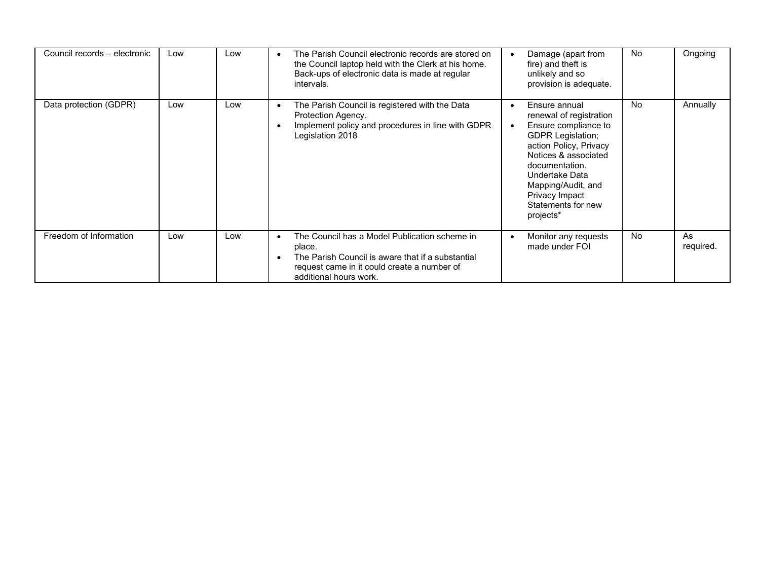| | | | | | | |
|---|---|---|---|---|---|---|
| Council records – electronic | Low | Low | • The Parish Council electronic records are stored on the Council laptop held with the Clerk at his home. Back-ups of electronic data is made at regular intervals. | • Damage (apart from fire) and theft is unlikely and so provision is adequate. | No | Ongoing |
| Data protection (GDPR) | Low | Low | • The Parish Council is registered with the Data Protection Agency.<br>• Implement policy and procedures in line with GDPR Legislation 2018 | • Ensure annual renewal of registration<br>• Ensure compliance to GDPR Legislation; action Policy, Privacy Notices & associated documentation. Undertake Data Mapping/Audit, and Privacy Impact Statements for new projects* | No | Annually |
| Freedom of Information | Low | Low | • The Council has a Model Publication scheme in place.<br>• The Parish Council is aware that if a substantial request came in it could create a number of additional hours work. | • Monitor any requests made under FOI | No | As required. |